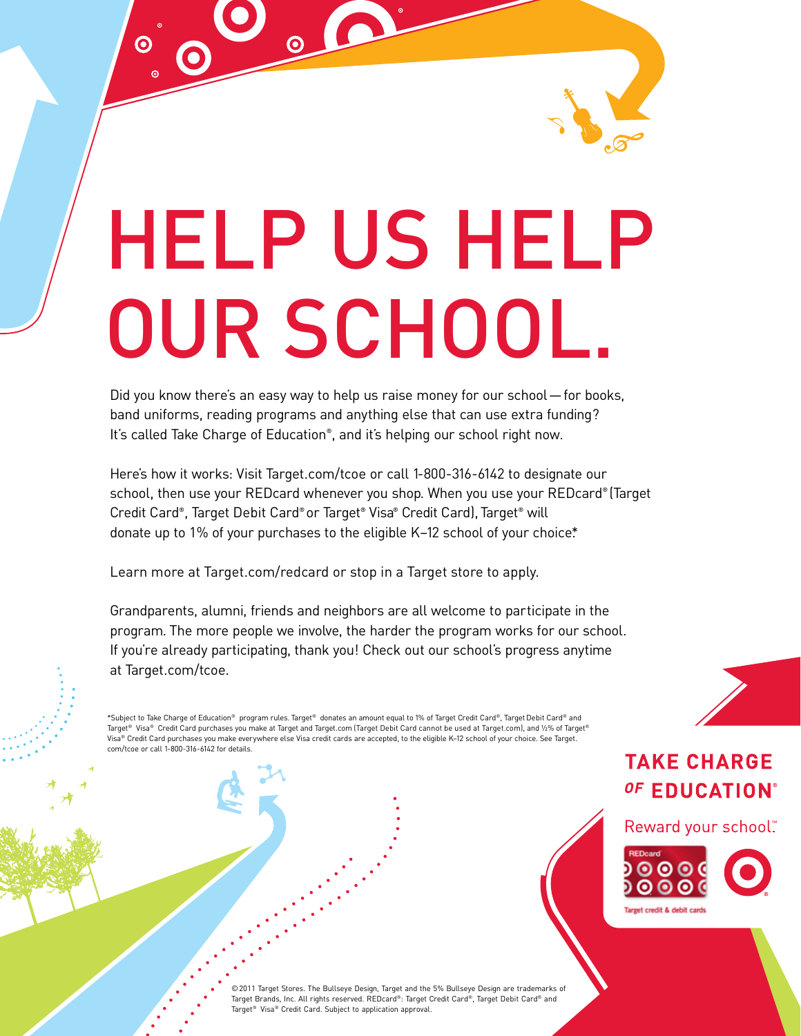# HELP US HELP OUR SCHOOL.

Did you know there's an easy way to help us raise money for our school — for books, band uniforms, reading programs and anything else that can use extra funding? It's called Take Charge of Education®, and it's helping our school right now.

Here's how it works: Visit Target.com/tcoe or call 1-800-316-6142 to designate our school, then use your REDcard whenever you shop. When you use your REDcard® (Target Credit Card®, Target Debit Card® or Target® Visa® Credit Card), Target® will donate up to 1% of your purchases to the eligible K–12 school of your choice.*

Learn more at Target.com/redcard or stop in a Target store to apply.

Grandparents, alumni, friends and neighbors are all welcome to participate in the program. The more people we involve, the harder the program works for our school. If you're already participating, thank you! Check out our school's progress anytime at Target.com/tcoe.

*Subject to Take Charge of Education® program rules. Target® donates an amount equal to 1% of Target Credit Card®, Target Debit Card® and Target® Visa® Credit Card purchases you make at Target and Target.com (Target Debit Card cannot be used at Target.com), and ½% of Target® Visa® Credit Card purchases you make everywhere else Visa credit cards are accepted, to the eligible K–12 school of your choice. See Target.com/tcoe or call 1-800-316-6142 for details.

**TAKE CHARGE OF EDUCATION®**

Reward your school.℠

REDcard

Target credit & debit cards

© 2011 Target Stores. The Bullseye Design, Target and the 5% Bullseye Design are trademarks of Target Brands, Inc. All rights reserved. REDcard®: Target Credit Card®, Target Debit Card® and Target® Visa® Credit Card. Subject to application approval.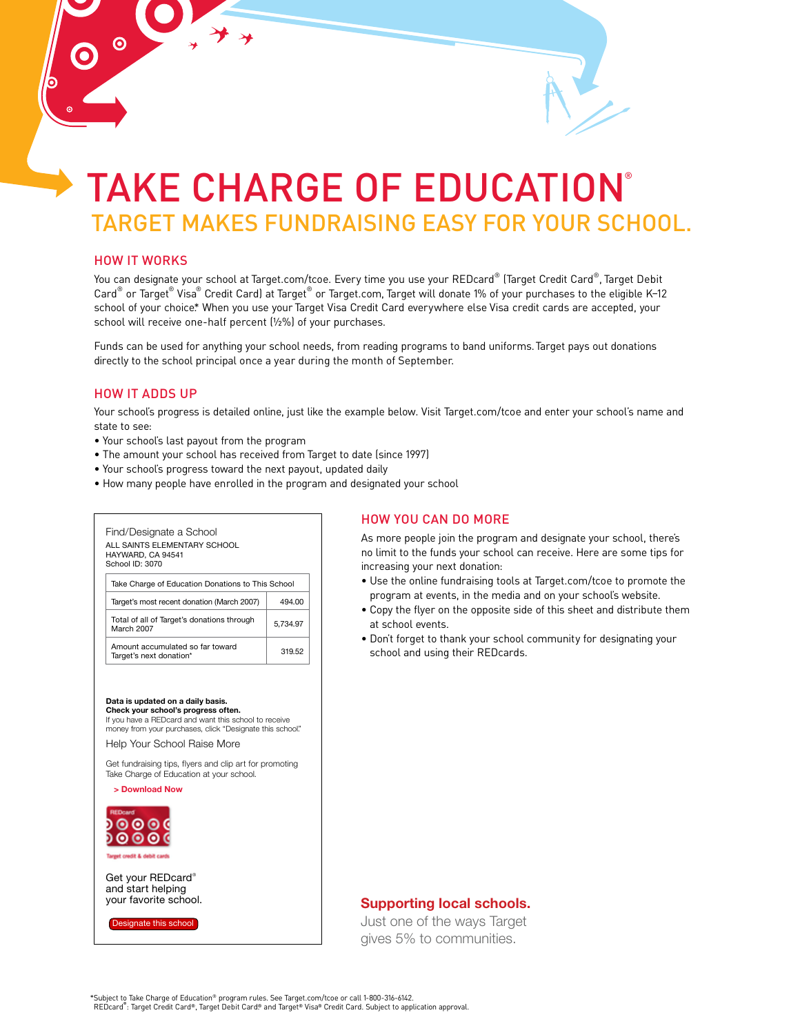# TAKE CHARGE OF EDUCATION®

## TARGET MAKES FUNDRAISING EASY FOR YOUR SCHOOL.

### HOW IT WORKS

You can designate your school at Target.com/tcoe. Every time you use your REDcard® (Target Credit Card®, Target Debit Card® or Target® Visa® Credit Card) at Target® or Target.com, Target will donate 1% of your purchases to the eligible K–12 school of your choice.* When you use your Target Visa Credit Card everywhere else Visa credit cards are accepted, your school will receive one-half percent (½%) of your purchases.

Funds can be used for anything your school needs, from reading programs to band uniforms. Target pays out donations directly to the school principal once a year during the month of September.

### HOW IT ADDS UP

Your school's progress is detailed online, just like the example below. Visit Target.com/tcoe and enter your school's name and state to see:

- Your school's last payout from the program
- The amount your school has received from Target to date (since 1997)
- Your school's progress toward the next payout, updated daily
- How many people have enrolled in the program and designated your school

Find/Designate a School

ALL SAINTS ELEMENTARY SCHOOL
HAYWARD, CA 94541
School ID: 3070

| Take Charge of Education Donations to This School | |
|---|---|
| Target's most recent donation (March 2007) | 494.00 |
| Total of all of Target's donations through March 2007 | 5,734.97 |
| Amount accumulated so far toward Target's next donation* | 319.52 |

**Data is updated on a daily basis.**
**Check your school's progress often.**
If you have a REDcard and want this school to receive money from your purchases, click "Designate this school."

Help Your School Raise More

Get fundraising tips, flyers and clip art for promoting Take Charge of Education at your school.

> Download Now

REDcard

Target credit & debit cards

Get your REDcard® and start helping your favorite school.

Designate this school

### HOW YOU CAN DO MORE

As more people join the program and designate your school, there's no limit to the funds your school can receive. Here are some tips for increasing your next donation:

- Use the online fundraising tools at Target.com/tcoe to promote the program at events, in the media and on your school's website.
- Copy the flyer on the opposite side of this sheet and distribute them at school events.
- Don't forget to thank your school community for designating your school and using their REDcards.

**Supporting local schools.**
Just one of the ways Target gives 5% to communities.

*Subject to Take Charge of Education® program rules. See Target.com/tcoe or call 1-800-316-6142.
REDcard®: Target Credit Card®, Target Debit Card® and Target® Visa® Credit Card. Subject to application approval.